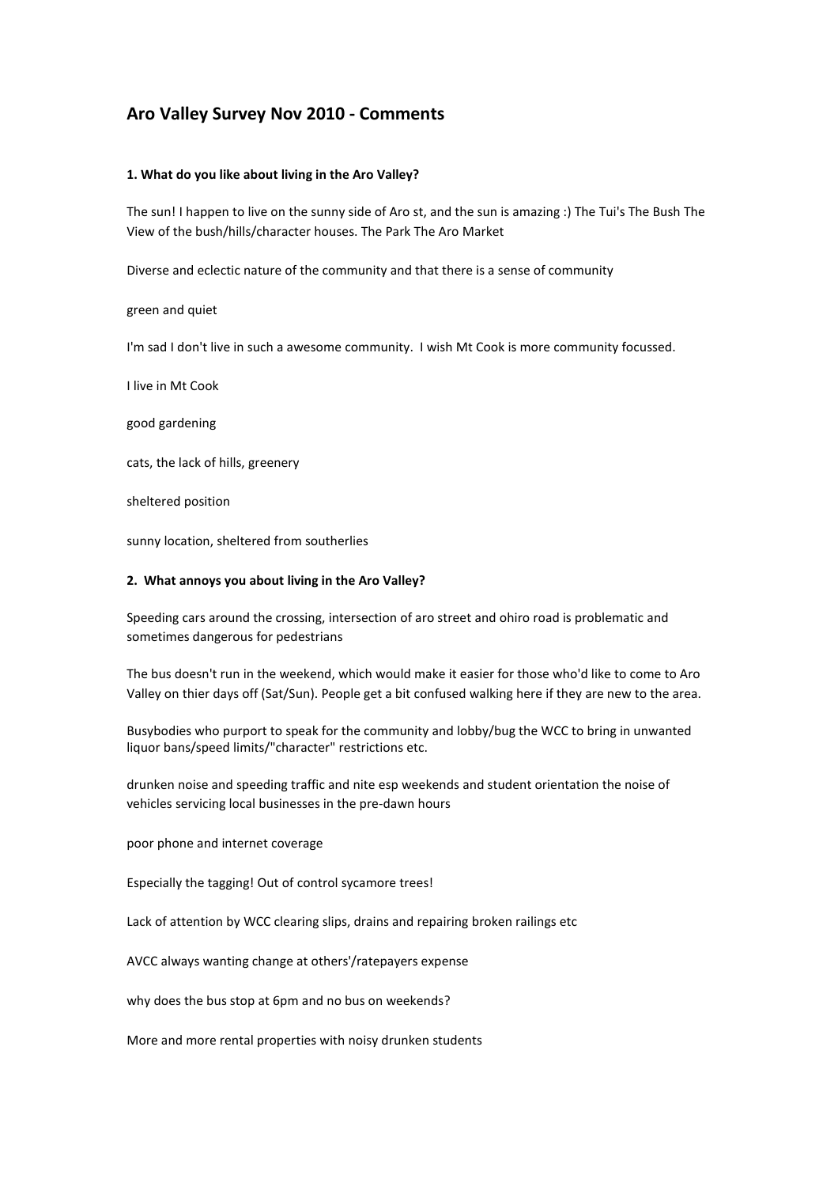# Aro Valley Survey Nov 2010 - Comments

**1. What do you like about living in the Aro Valley?**

The sun! I happen to live on the sunny side of Aro st, and the sun is amazing :) The Tui's The Bush The View of the bush/hills/character houses. The Park The Aro Market

Diverse and eclectic nature of the community and that there is a sense of community

green and quiet

I'm sad I don't live in such a awesome community. I wish Mt Cook is more community focussed.

I live in Mt Cook

good gardening

cats, the lack of hills, greenery

sheltered position

sunny location, sheltered from southerlies

**2. What annoys you about living in the Aro Valley?**

Speeding cars around the crossing, intersection of aro street and ohiro road is problematic and sometimes dangerous for pedestrians

The bus doesn't run in the weekend, which would make it easier for those who'd like to come to Aro Valley on thier days off (Sat/Sun). People get a bit confused walking here if they are new to the area.

Busybodies who purport to speak for the community and lobby/bug the WCC to bring in unwanted liquor bans/speed limits/"character" restrictions etc.

drunken noise and speeding traffic and nite esp weekends and student orientation the noise of vehicles servicing local businesses in the pre-dawn hours

poor phone and internet coverage

Especially the tagging! Out of control sycamore trees!

Lack of attention by WCC clearing slips, drains and repairing broken railings etc

AVCC always wanting change at others'/ratepayers expense

why does the bus stop at 6pm and no bus on weekends?

More and more rental properties with noisy drunken students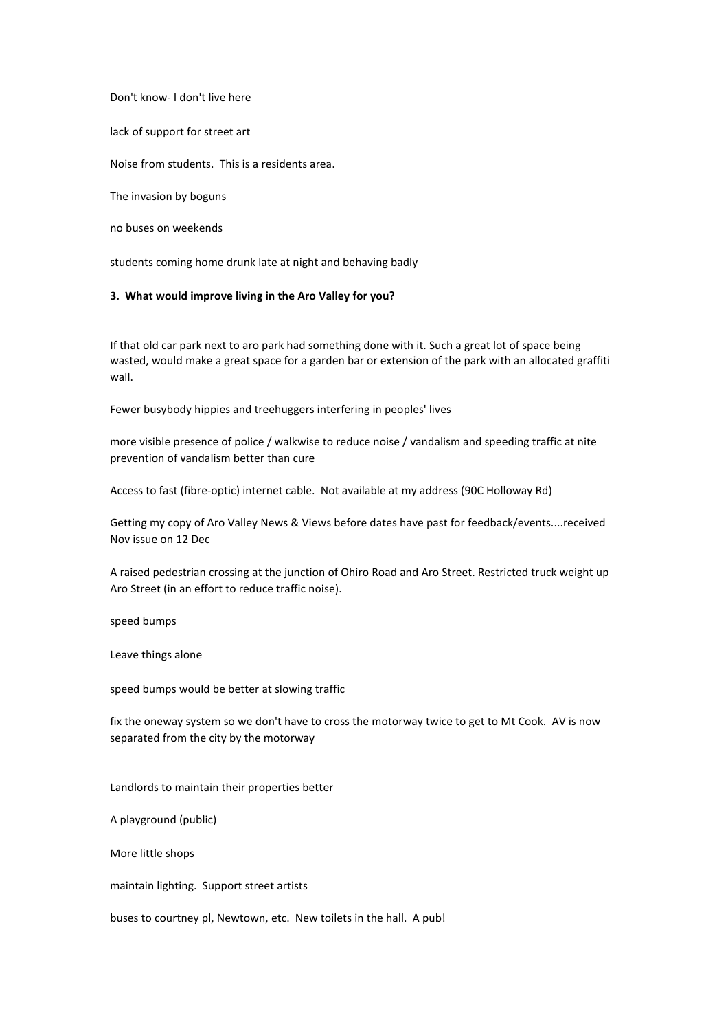Don't know- I don't live here

lack of support for street art

Noise from students.  This is a residents area.

The invasion by boguns

no buses on weekends

students coming home drunk late at night and behaving badly

**3.  What would improve living in the Aro Valley for you?**

If that old car park next to aro park had something done with it. Such a great lot of space being wasted, would make a great space for a garden bar or extension of the park with an allocated graffiti wall.

Fewer busybody hippies and treehuggers interfering in peoples' lives

more visible presence of police / walkwise to reduce noise / vandalism and speeding traffic at nite prevention of vandalism better than cure

Access to fast (fibre-optic) internet cable.  Not available at my address (90C Holloway Rd)

Getting my copy of Aro Valley News & Views before dates have past for feedback/events....received Nov issue on 12 Dec

A raised pedestrian crossing at the junction of Ohiro Road and Aro Street. Restricted truck weight up Aro Street (in an effort to reduce traffic noise).

speed bumps

Leave things alone

speed bumps would be better at slowing traffic

fix the oneway system so we don't have to cross the motorway twice to get to Mt Cook.  AV is now separated from the city by the motorway

Landlords to maintain their properties better

A playground (public)

More little shops

maintain lighting.  Support street artists

buses to courtney pl, Newtown, etc.  New toilets in the hall.  A pub!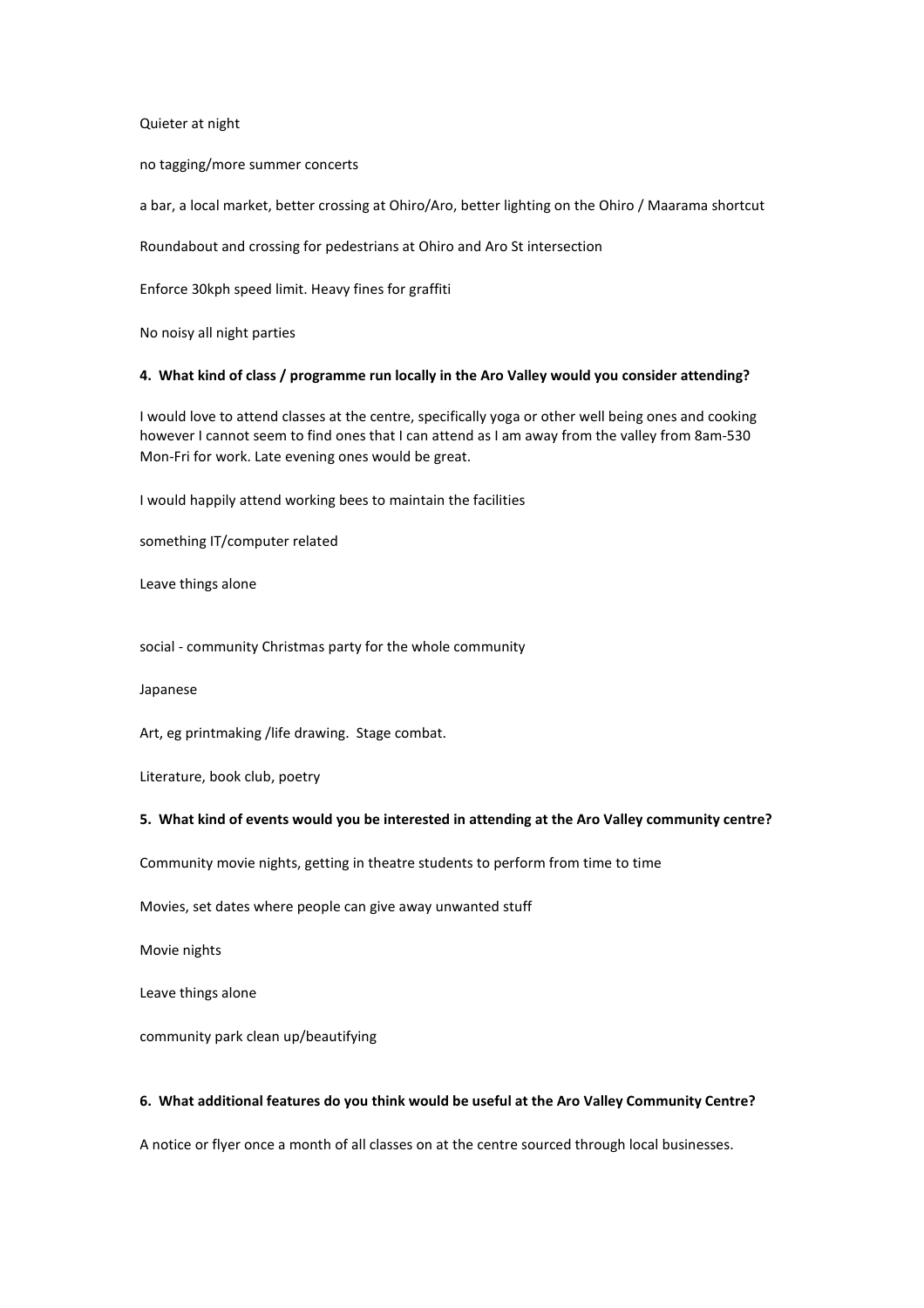Quieter at night

no tagging/more summer concerts

a bar, a local market, better crossing at Ohiro/Aro, better lighting on the Ohiro / Maarama shortcut

Roundabout and crossing for pedestrians at Ohiro and Aro St intersection

Enforce 30kph speed limit. Heavy fines for graffiti

No noisy all night parties

**4. What kind of class / programme run locally in the Aro Valley would you consider attending?**

I would love to attend classes at the centre, specifically yoga or other well being ones and cooking however I cannot seem to find ones that I can attend as I am away from the valley from 8am-530 Mon-Fri for work. Late evening ones would be great.

I would happily attend working bees to maintain the facilities

something IT/computer related

Leave things alone

social - community Christmas party for the whole community

Japanese

Art, eg printmaking /life drawing. Stage combat.

Literature, book club, poetry

**5. What kind of events would you be interested in attending at the Aro Valley community centre?**

Community movie nights, getting in theatre students to perform from time to time

Movies, set dates where people can give away unwanted stuff

Movie nights

Leave things alone

community park clean up/beautifying

**6. What additional features do you think would be useful at the Aro Valley Community Centre?**

A notice or flyer once a month of all classes on at the centre sourced through local businesses.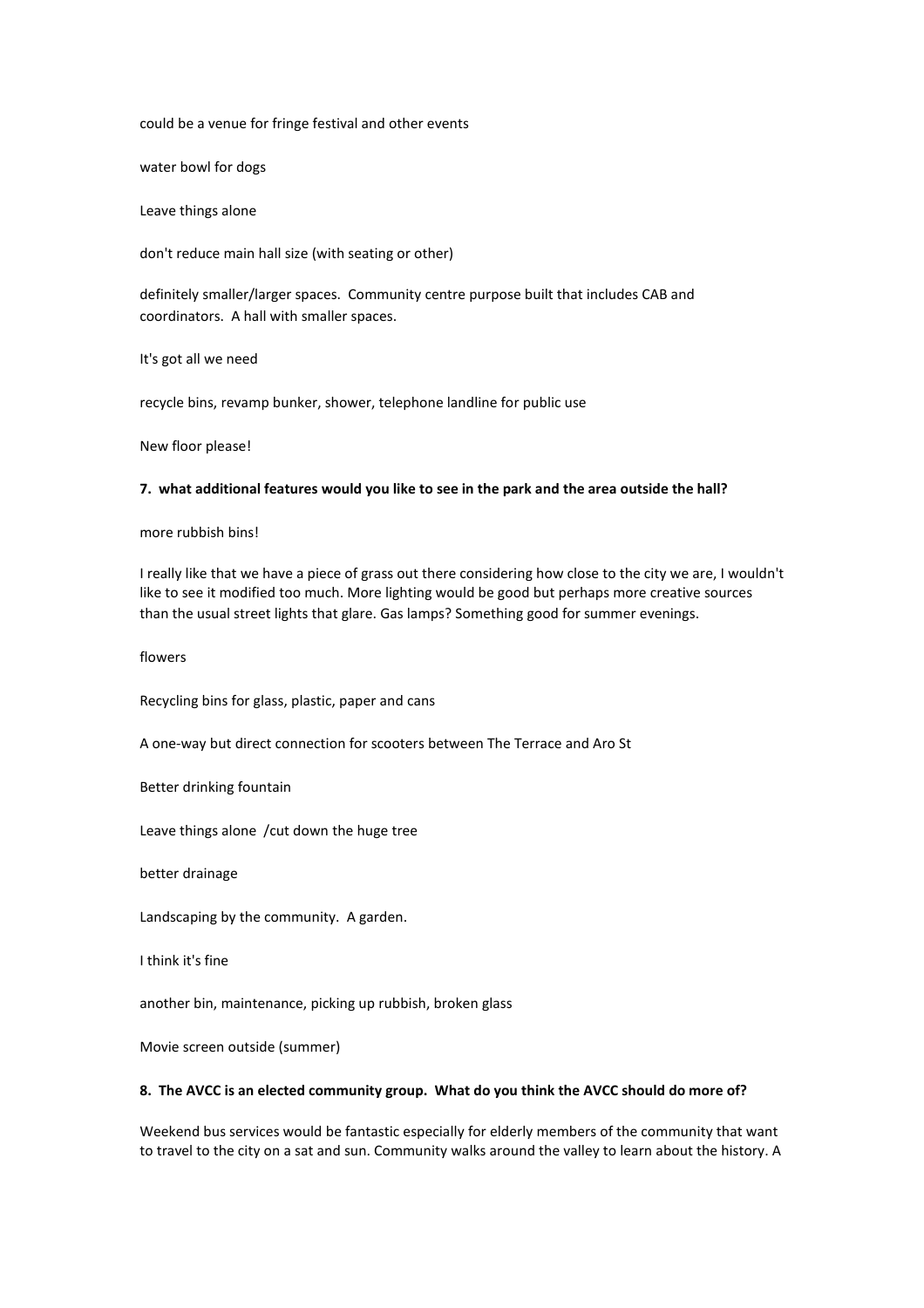could be a venue for fringe festival and other events

water bowl for dogs

Leave things alone

don't reduce main hall size (with seating or other)

definitely smaller/larger spaces.  Community centre purpose built that includes CAB and coordinators.  A hall with smaller spaces.

It's got all we need

recycle bins, revamp bunker, shower, telephone landline for public use

New floor please!

**7.  what additional features would you like to see in the park and the area outside the hall?**

more rubbish bins!

I really like that we have a piece of grass out there considering how close to the city we are, I wouldn't like to see it modified too much. More lighting would be good but perhaps more creative sources than the usual street lights that glare. Gas lamps? Something good for summer evenings.

flowers

Recycling bins for glass, plastic, paper and cans

A one-way but direct connection for scooters between The Terrace and Aro St

Better drinking fountain

Leave things alone  /cut down the huge tree

better drainage

Landscaping by the community.  A garden.

I think it's fine

another bin, maintenance, picking up rubbish, broken glass

Movie screen outside (summer)

**8.  The AVCC is an elected community group.  What do you think the AVCC should do more of?**

Weekend bus services would be fantastic especially for elderly members of the community that want to travel to the city on a sat and sun. Community walks around the valley to learn about the history. A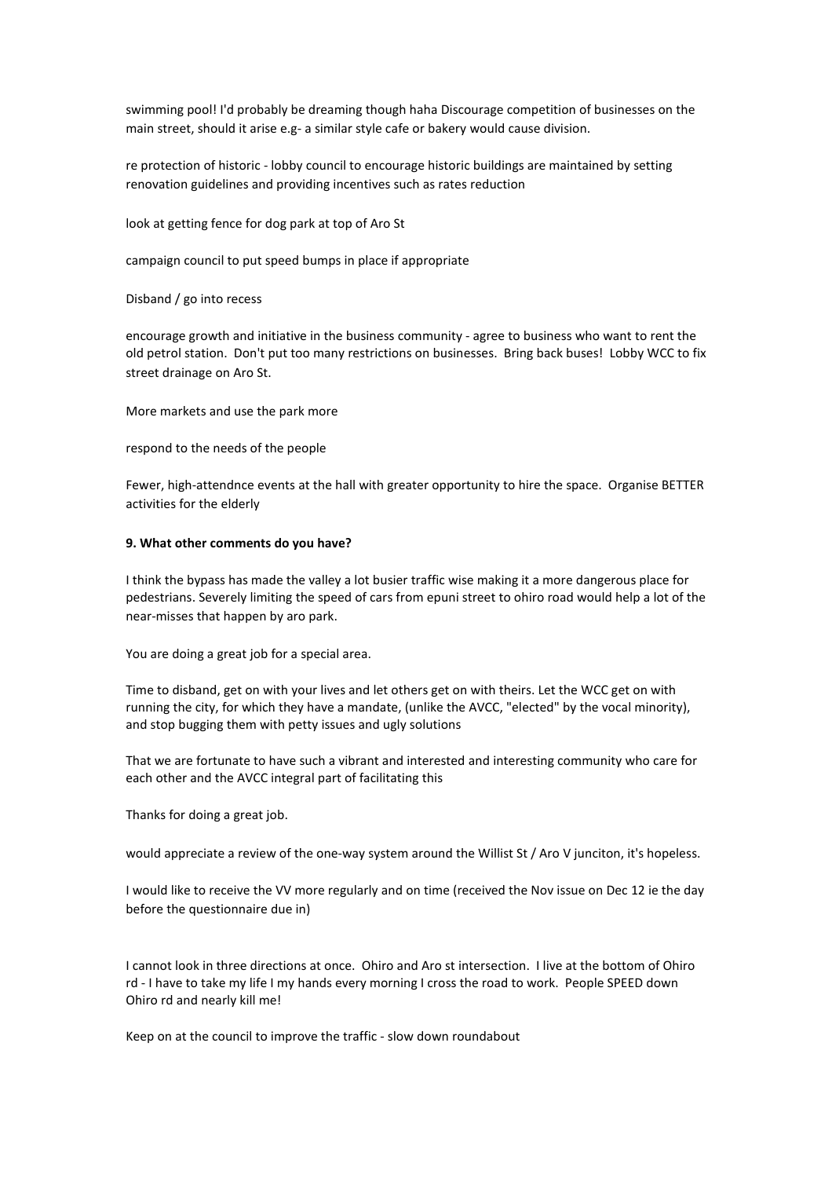swimming pool! I'd probably be dreaming though haha Discourage competition of businesses on the main street, should it arise e.g- a similar style cafe or bakery would cause division.

re protection of historic - lobby council to encourage historic buildings are maintained by setting renovation guidelines and providing incentives such as rates reduction

look at getting fence for dog park at top of Aro St

campaign council to put speed bumps in place if appropriate

Disband / go into recess

encourage growth and initiative in the business community - agree to business who want to rent the old petrol station. Don't put too many restrictions on businesses. Bring back buses! Lobby WCC to fix street drainage on Aro St.

More markets and use the park more

respond to the needs of the people

Fewer, high-attendnce events at the hall with greater opportunity to hire the space. Organise BETTER activities for the elderly

**9. What other comments do you have?**

I think the bypass has made the valley a lot busier traffic wise making it a more dangerous place for pedestrians. Severely limiting the speed of cars from epuni street to ohiro road would help a lot of the near-misses that happen by aro park.

You are doing a great job for a special area.

Time to disband, get on with your lives and let others get on with theirs. Let the WCC get on with running the city, for which they have a mandate, (unlike the AVCC, "elected" by the vocal minority), and stop bugging them with petty issues and ugly solutions

That we are fortunate to have such a vibrant and interested and interesting community who care for each other and the AVCC integral part of facilitating this

Thanks for doing a great job.

would appreciate a review of the one-way system around the Willist St / Aro V junciton, it's hopeless.

I would like to receive the VV more regularly and on time (received the Nov issue on Dec 12 ie the day before the questionnaire due in)

I cannot look in three directions at once. Ohiro and Aro st intersection. I live at the bottom of Ohiro rd - I have to take my life I my hands every morning I cross the road to work. People SPEED down Ohiro rd and nearly kill me!

Keep on at the council to improve the traffic - slow down roundabout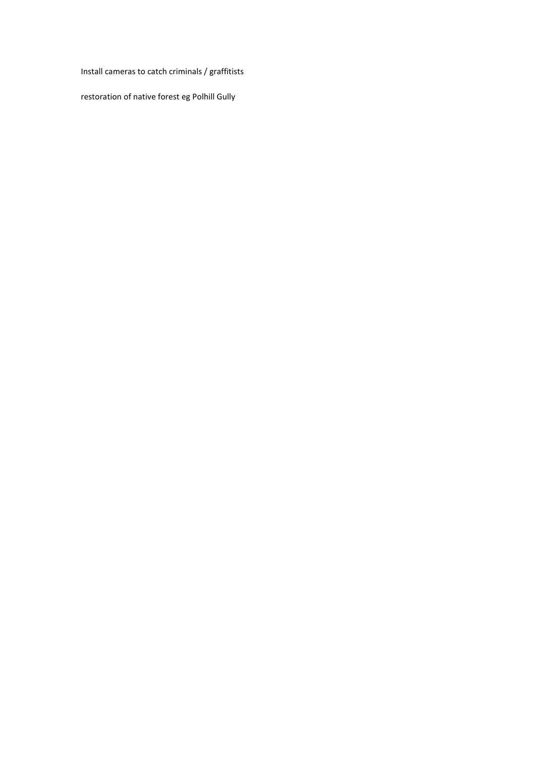Install cameras to catch criminals / graffitists

restoration of native forest eg Polhill Gully